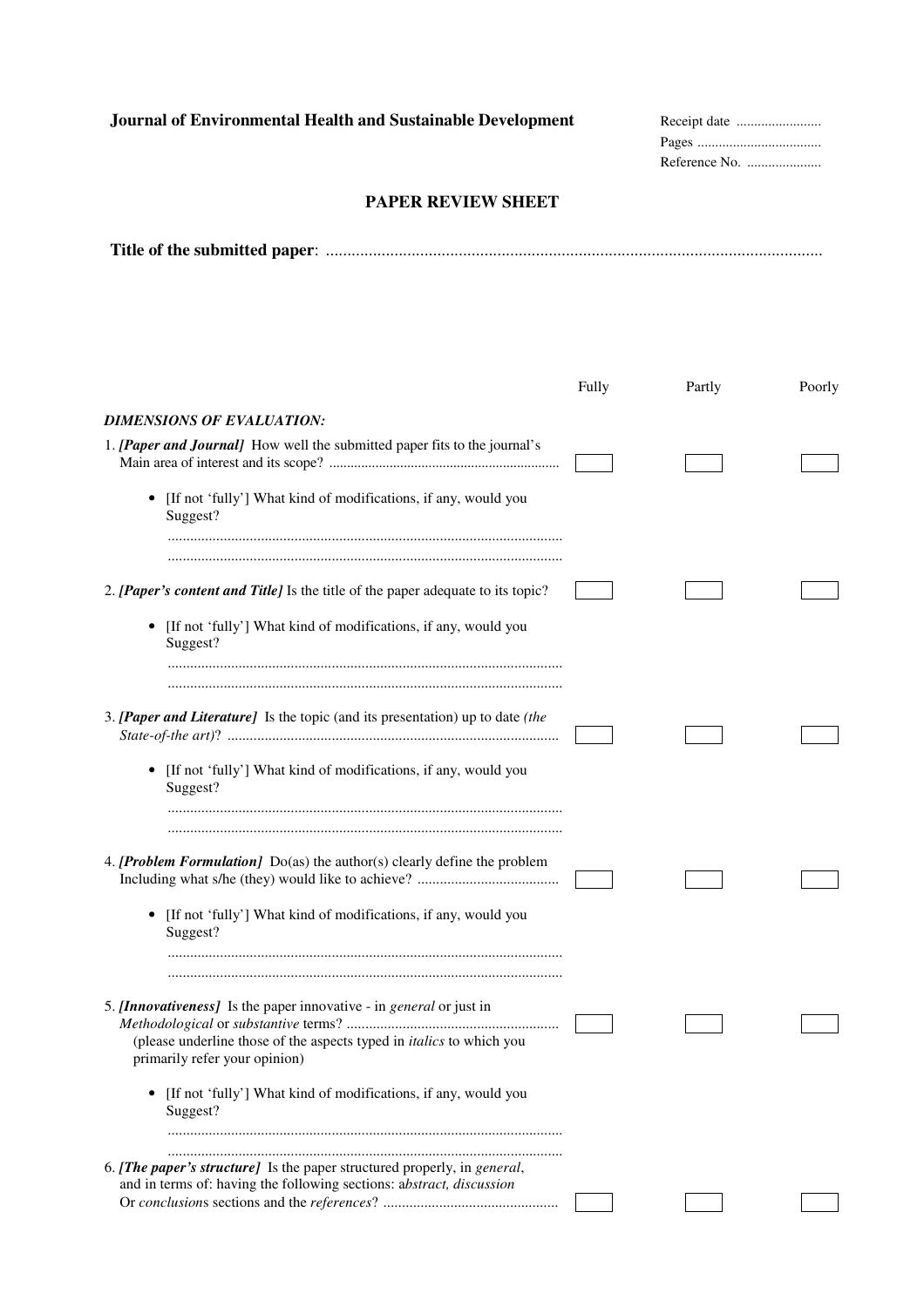**Journal of Environmental Health and Sustainable Development**

Receipt date ........................
Pages ...................................
Reference No. .....................

## PAPER REVIEW SHEET

**Title of the submitted paper**: ....................................................................................................................

| | Fully | Partly | Poorly |
|---|---|---|---|
| ***DIMENSIONS OF EVALUATION:*** | | | |
| 1. ***[Paper and Journal]*** How well the submitted paper fits to the journal's Main area of interest and its scope? ............................................................... | ☐ | ☐ | ☐ |
| 2. ***[Paper's content and Title]*** Is the title of the paper adequate to its topic? | ☐ | ☐ | ☐ |
| 3. ***[Paper and Literature]*** Is the topic (and its presentation) up to date *(the State-of-the art)*? ......................................................................................... | ☐ | ☐ | ☐ |
| 4. ***[Problem Formulation]*** Do(as) the author(s) clearly define the problem Including what s/he (they) would like to achieve? ...................................... | ☐ | ☐ | ☐ |
| 5. ***[Innovativeness]*** Is the paper innovative - in *general* or just in *Methodological* or *substantive* terms? ........................................................ | ☐ | ☐ | ☐ |
| 6. ***[The paper's structure]*** Is the paper structured properly, in *general*, and in terms of: having the following sections: a*bstract, discussion* Or *conclusion*s sections and the *references*? .............................................. | ☐ | ☐ | ☐ |

Notes accompanying items 1–5:

1. • [If not 'fully'] What kind of modifications, if any, would you Suggest?
   .........................................................................................................
   .........................................................................................................

2. • [If not 'fully'] What kind of modifications, if any, would you Suggest?
   .........................................................................................................
   .........................................................................................................

3. • [If not 'fully'] What kind of modifications, if any, would you Suggest?
   .........................................................................................................
   .........................................................................................................

4. • [If not 'fully'] What kind of modifications, if any, would you Suggest?
   .........................................................................................................
   .........................................................................................................

5. (please underline those of the aspects typed in *italics* to which you primarily refer your opinion)

   • [If not 'fully'] What kind of modifications, if any, would you Suggest?
   .........................................................................................................
   .........................................................................................................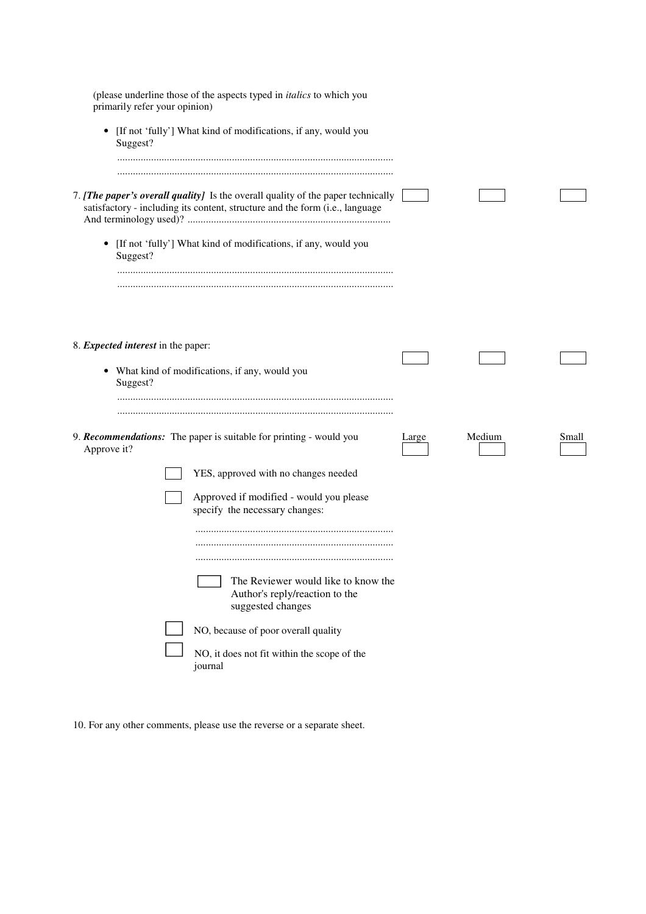(please underline those of the aspects typed in *italics* to which you primarily refer your opinion)

- [If not 'fully'] What kind of modifications, if any, would you Suggest?

  ..........................................................................................................
  ..........................................................................................................

7. ***[The paper's overall quality]*** Is the overall quality of the paper technically satisfactory - including its content, structure and the form (i.e., language And terminology used)? .............................................................................. ☐ ☐ ☐

   - [If not 'fully'] What kind of modifications, if any, would you Suggest?

     ..........................................................................................................
     ..........................................................................................................

8. ***Expected interest*** in the paper: ☐ ☐ ☐

   - What kind of modifications, if any, would you Suggest?

     ..........................................................................................................
     ..........................................................................................................

9. ***Recommendations:*** The paper is suitable for printing - would you Approve it?

| Large | Medium | Small |
|---|---|---|
| ☐ | ☐ | ☐ |

☐ YES, approved with no changes needed

☐ Approved if modified - would you please specify the necessary changes:

..........................................................................................
..........................................................................................
..........................................................................................

☐ The Reviewer would like to know the Author's reply/reaction to the suggested changes

☐ NO, because of poor overall quality

☐ NO, it does not fit within the scope of the journal

10. For any other comments, please use the reverse or a separate sheet.